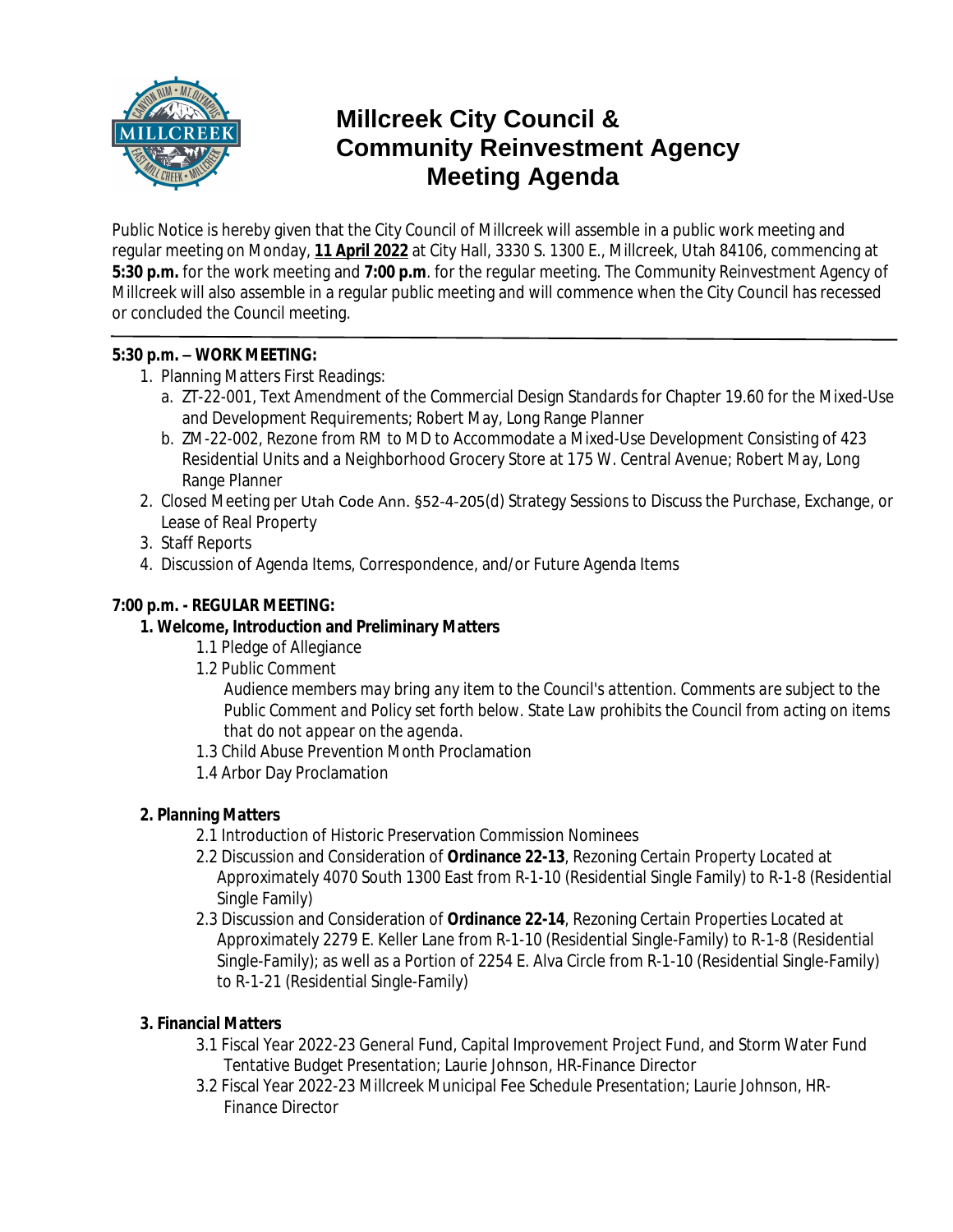# Millcreek City Council & Community Reinvestment Agency Meeting Agenda

Public Notice is hereby given that the City Council of Millcreek will assemble in a public work meeting and regular meeting on Monday, **11 April 2022** at City Hall, 3330 S. 1300 E., Millcreek, Utah 84106, commencing at **5:30 p.m.** for the work meeting and **7:00 p.m**. for the regular meeting. The Community Reinvestment Agency of Millcreek will also assemble in a regular public meeting and will commence when the City Council has recessed or concluded the Council meeting.

---

**5:30 p.m. – WORK MEETING:**

1. Planning Matters First Readings:
   a. ZT-22-001, Text Amendment of the Commercial Design Standards for Chapter 19.60 for the Mixed-Use and Development Requirements; Robert May, Long Range Planner
   b. ZM-22-002, Rezone from RM to MD to Accommodate a Mixed-Use Development Consisting of 423 Residential Units and a Neighborhood Grocery Store at 175 W. Central Avenue; Robert May, Long Range Planner
2. Closed Meeting per Utah Code Ann. §52-4-205(d) Strategy Sessions to Discuss the Purchase, Exchange, or Lease of Real Property
3. Staff Reports
4. Discussion of Agenda Items, Correspondence, and/or Future Agenda Items

**7:00 p.m. - REGULAR MEETING:**

**1. Welcome, Introduction and Preliminary Matters**

1.1 Pledge of Allegiance

1.2 Public Comment

*Audience members may bring any item to the Council's attention. Comments are subject to the Public Comment and Policy set forth below. State Law prohibits the Council from acting on items that do not appear on the agenda.*

1.3 Child Abuse Prevention Month Proclamation

1.4 Arbor Day Proclamation

**2. Planning Matters**

2.1 Introduction of Historic Preservation Commission Nominees

2.2 Discussion and Consideration of **Ordinance 22-13**, Rezoning Certain Property Located at Approximately 4070 South 1300 East from R-1-10 (Residential Single Family) to R-1-8 (Residential Single Family)

2.3 Discussion and Consideration of **Ordinance 22-14**, Rezoning Certain Properties Located at Approximately 2279 E. Keller Lane from R-1-10 (Residential Single-Family) to R-1-8 (Residential Single-Family); as well as a Portion of 2254 E. Alva Circle from R-1-10 (Residential Single-Family) to R-1-21 (Residential Single-Family)

**3. Financial Matters**

3.1 Fiscal Year 2022-23 General Fund, Capital Improvement Project Fund, and Storm Water Fund Tentative Budget Presentation; Laurie Johnson, HR-Finance Director

3.2 Fiscal Year 2022-23 Millcreek Municipal Fee Schedule Presentation; Laurie Johnson, HR-Finance Director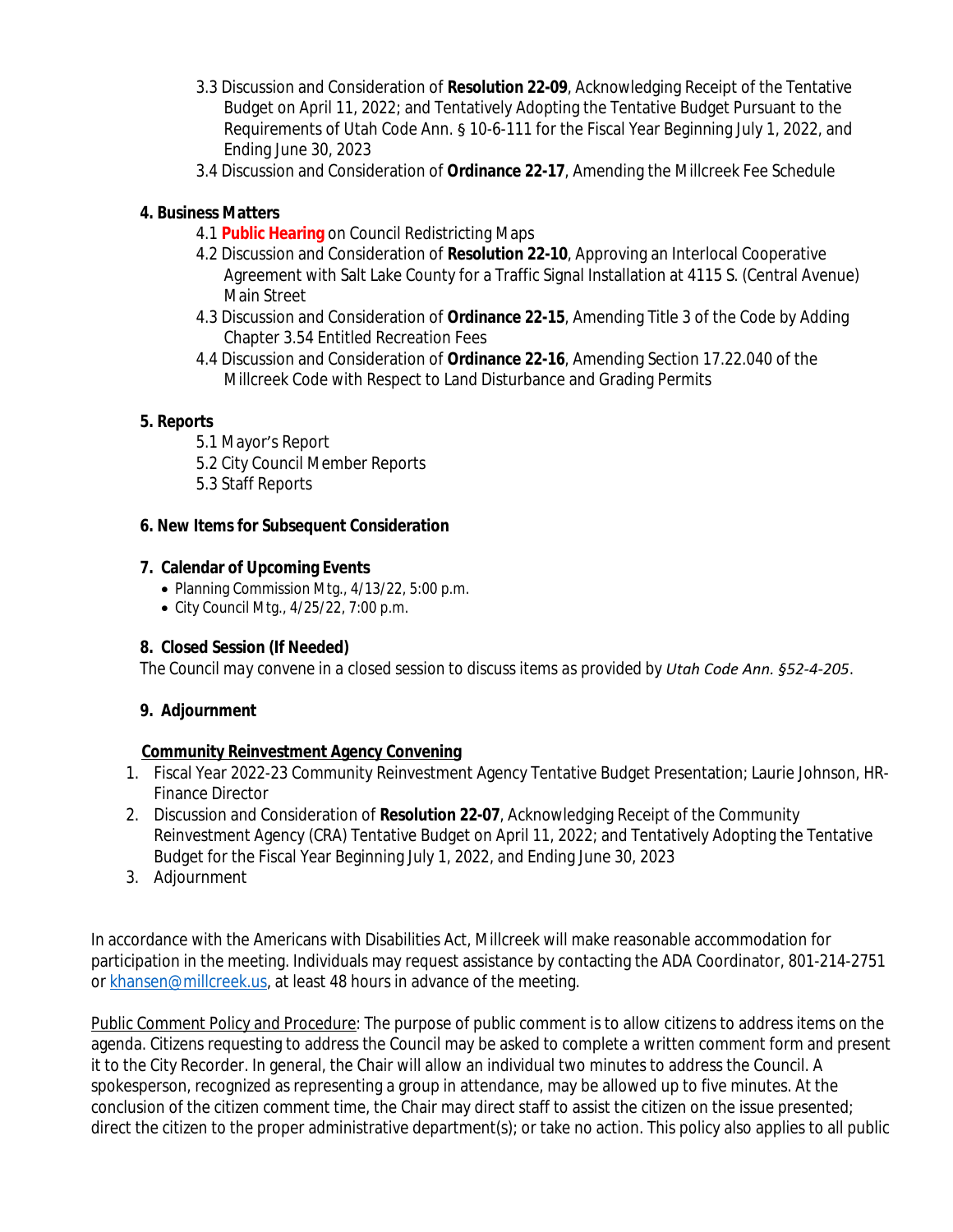3.3 Discussion and Consideration of **Resolution 22-09**, Acknowledging Receipt of the Tentative Budget on April 11, 2022; and Tentatively Adopting the Tentative Budget Pursuant to the Requirements of Utah Code Ann. § 10-6-111 for the Fiscal Year Beginning July 1, 2022, and Ending June 30, 2023

3.4 Discussion and Consideration of **Ordinance 22-17**, Amending the Millcreek Fee Schedule

**4. Business Matters**

4.1 **Public Hearing** on Council Redistricting Maps

4.2 Discussion and Consideration of **Resolution 22-10**, Approving an Interlocal Cooperative Agreement with Salt Lake County for a Traffic Signal Installation at 4115 S. (Central Avenue) Main Street

4.3 Discussion and Consideration of **Ordinance 22-15**, Amending Title 3 of the Code by Adding Chapter 3.54 Entitled Recreation Fees

4.4 Discussion and Consideration of **Ordinance 22-16**, Amending Section 17.22.040 of the Millcreek Code with Respect to Land Disturbance and Grading Permits

**5. Reports**

5.1 Mayor's Report

5.2 City Council Member Reports

5.3 Staff Reports

**6. New Items for Subsequent Consideration**

**7. Calendar of Upcoming Events**

- Planning Commission Mtg., 4/13/22, 5:00 p.m.
- City Council Mtg., 4/25/22, 7:00 p.m.

**8. Closed Session (If Needed)**

The Council may convene in a closed session to discuss items as provided by *Utah Code Ann. §52-4-205*.

**9. Adjournment**

**Community Reinvestment Agency Convening**

1. Fiscal Year 2022-23 Community Reinvestment Agency Tentative Budget Presentation; Laurie Johnson, HR-Finance Director
2. Discussion and Consideration of **Resolution 22-07**, Acknowledging Receipt of the Community Reinvestment Agency (CRA) Tentative Budget on April 11, 2022; and Tentatively Adopting the Tentative Budget for the Fiscal Year Beginning July 1, 2022, and Ending June 30, 2023
3. Adjournment

In accordance with the Americans with Disabilities Act, Millcreek will make reasonable accommodation for participation in the meeting. Individuals may request assistance by contacting the ADA Coordinator, 801-214-2751 or khansen@millcreek.us, at least 48 hours in advance of the meeting.

Public Comment Policy and Procedure: The purpose of public comment is to allow citizens to address items on the agenda. Citizens requesting to address the Council may be asked to complete a written comment form and present it to the City Recorder. In general, the Chair will allow an individual two minutes to address the Council. A spokesperson, recognized as representing a group in attendance, may be allowed up to five minutes. At the conclusion of the citizen comment time, the Chair may direct staff to assist the citizen on the issue presented; direct the citizen to the proper administrative department(s); or take no action. This policy also applies to all public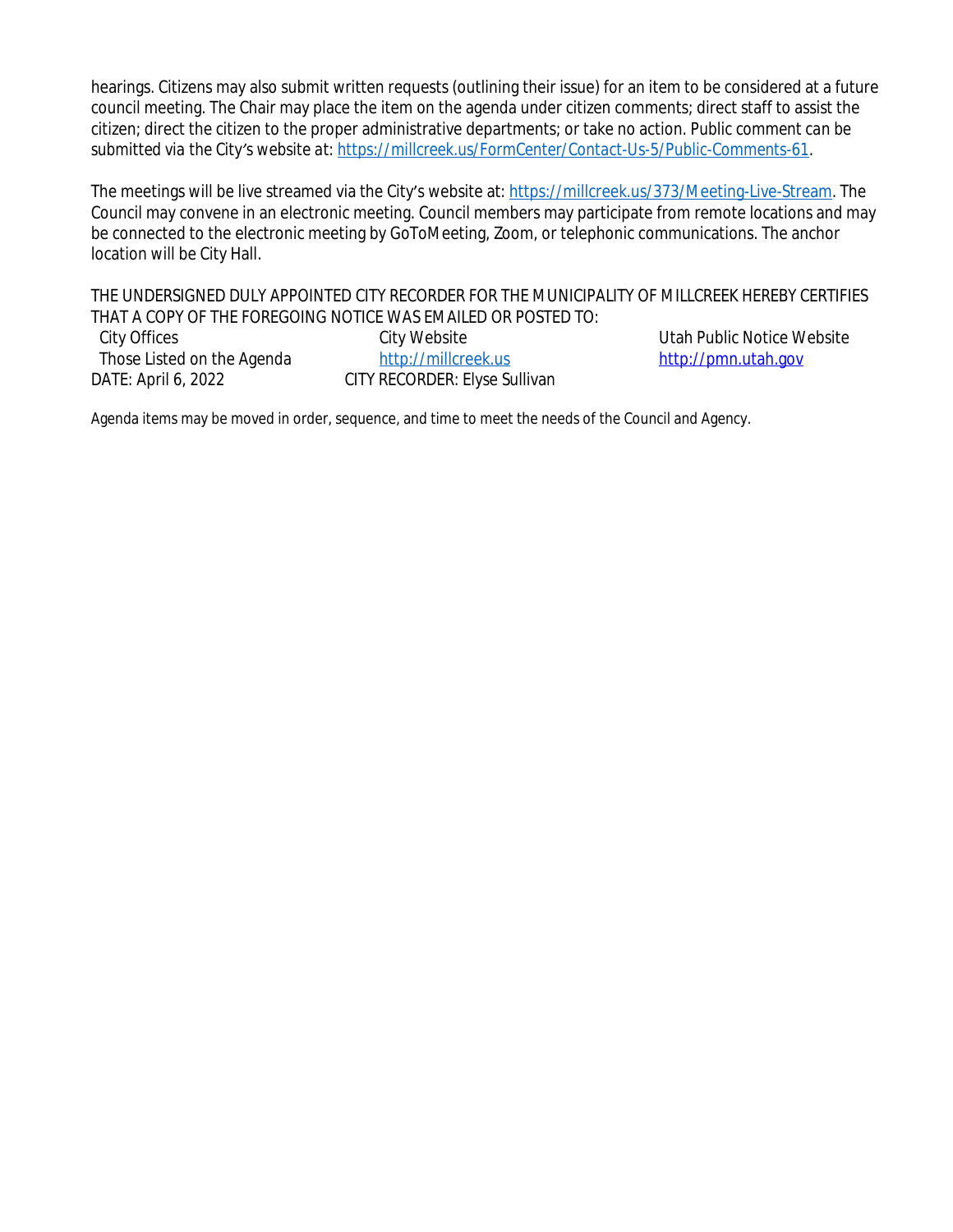hearings. Citizens may also submit written requests (outlining their issue) for an item to be considered at a future council meeting. The Chair may place the item on the agenda under citizen comments; direct staff to assist the citizen; direct the citizen to the proper administrative departments; or take no action. Public comment can be submitted via the City's website at: https://millcreek.us/FormCenter/Contact-Us-5/Public-Comments-61.

The meetings will be live streamed via the City's website at: https://millcreek.us/373/Meeting-Live-Stream. The Council may convene in an electronic meeting. Council members may participate from remote locations and may be connected to the electronic meeting by GoToMeeting, Zoom, or telephonic communications. The anchor location will be City Hall.

THE UNDERSIGNED DULY APPOINTED CITY RECORDER FOR THE MUNICIPALITY OF MILLCREEK HEREBY CERTIFIES THAT A COPY OF THE FOREGOING NOTICE WAS EMAILED OR POSTED TO:

| | | |
|---|---|---|
| City Offices | City Website | Utah Public Notice Website |
| Those Listed on the Agenda | http://millcreek.us | http://pmn.utah.gov |
| DATE: April 6, 2022 | CITY RECORDER: Elyse Sullivan | |

Agenda items may be moved in order, sequence, and time to meet the needs of the Council and Agency.